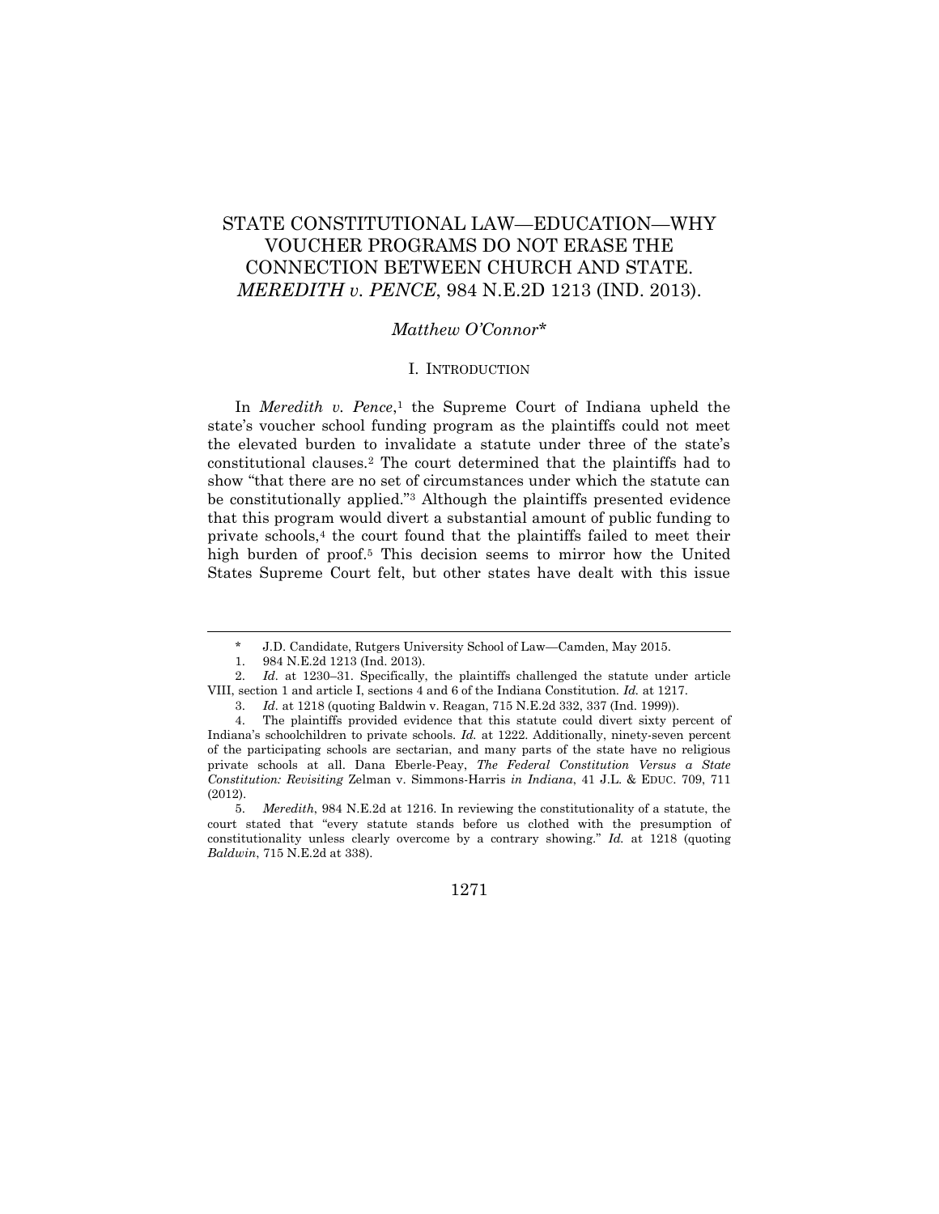# STATE CONSTITUTIONAL LAW—EDUCATION—WHY VOUCHER PROGRAMS DO NOT ERASE THE CONNECTION BETWEEN CHURCH AND STATE. *MEREDITH v. PENCE*, 984 N.E.2D 1213 (IND. 2013).

*Matthew O'Connor**

## I. INTRODUCTION

In *Meredith v. Pence*,[1] the Supreme Court of Indiana upheld the state's voucher school funding program as the plaintiffs could not meet the elevated burden to invalidate a statute under three of the state's constitutional clauses.[2] The court determined that the plaintiffs had to show "that there are no set of circumstances under which the statute can be constitutionally applied."[3] Although the plaintiffs presented evidence that this program would divert a substantial amount of public funding to private schools,[4] the court found that the plaintiffs failed to meet their high burden of proof.[5] This decision seems to mirror how the United States Supreme Court felt, but other states have dealt with this issue

---

\* J.D. Candidate, Rutgers University School of Law—Camden, May 2015.

1. 984 N.E.2d 1213 (Ind. 2013).

2. *Id.* at 1230–31. Specifically, the plaintiffs challenged the statute under article VIII, section 1 and article I, sections 4 and 6 of the Indiana Constitution. *Id.* at 1217.

3. *Id.* at 1218 (quoting Baldwin v. Reagan, 715 N.E.2d 332, 337 (Ind. 1999)).

4. The plaintiffs provided evidence that this statute could divert sixty percent of Indiana's schoolchildren to private schools. *Id.* at 1222. Additionally, ninety-seven percent of the participating schools are sectarian, and many parts of the state have no religious private schools at all. Dana Eberle-Peay, *The Federal Constitution Versus a State Constitution: Revisiting* Zelman v. Simmons-Harris *in Indiana*, 41 J.L. & EDUC. 709, 711 (2012).

5. *Meredith*, 984 N.E.2d at 1216. In reviewing the constitutionality of a statute, the court stated that "every statute stands before us clothed with the presumption of constitutionality unless clearly overcome by a contrary showing." *Id.* at 1218 (quoting *Baldwin*, 715 N.E.2d at 338).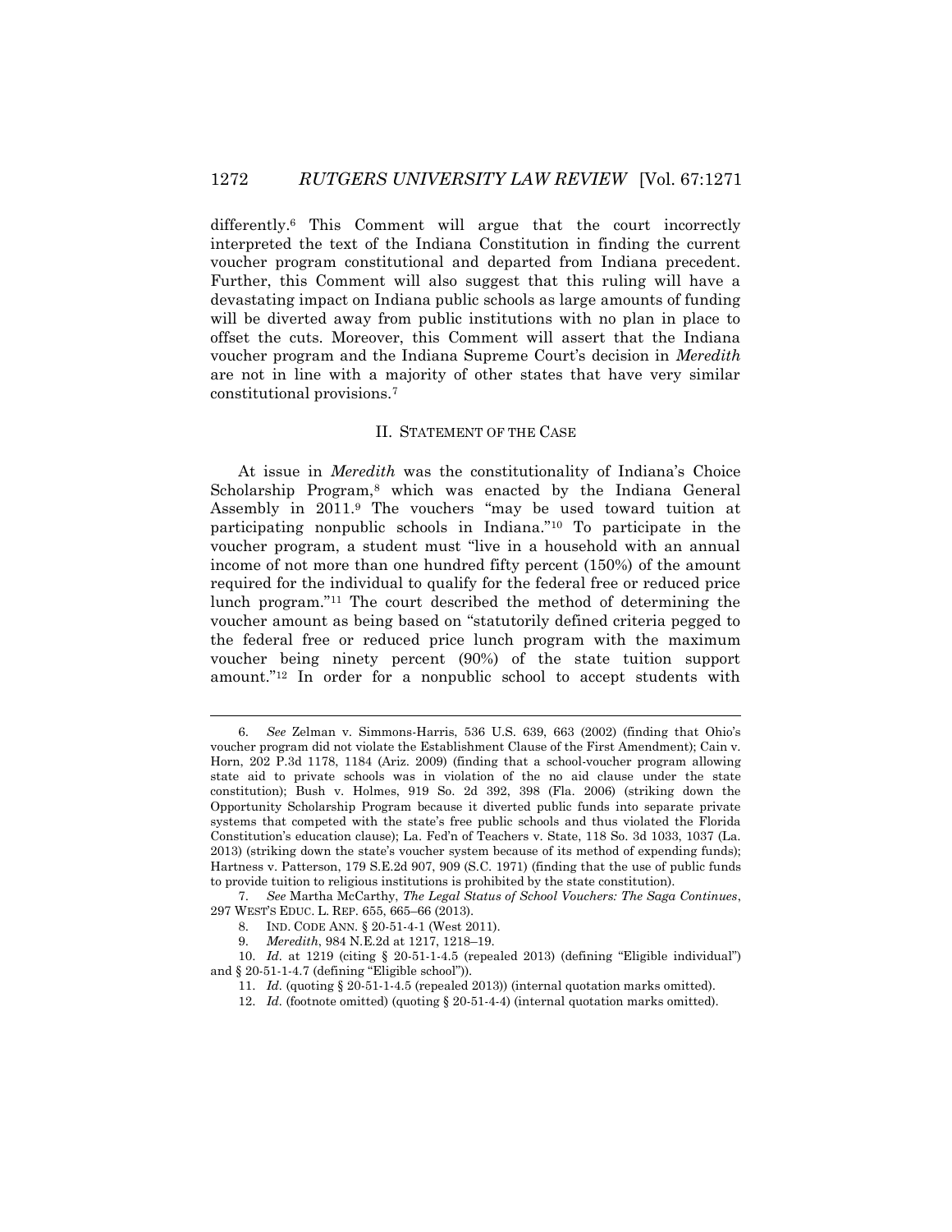differently.[6] This Comment will argue that the court incorrectly interpreted the text of the Indiana Constitution in finding the current voucher program constitutional and departed from Indiana precedent. Further, this Comment will also suggest that this ruling will have a devastating impact on Indiana public schools as large amounts of funding will be diverted away from public institutions with no plan in place to offset the cuts. Moreover, this Comment will assert that the Indiana voucher program and the Indiana Supreme Court's decision in *Meredith* are not in line with a majority of other states that have very similar constitutional provisions.[7]

## II. STATEMENT OF THE CASE

At issue in *Meredith* was the constitutionality of Indiana's Choice Scholarship Program,[8] which was enacted by the Indiana General Assembly in 2011.[9] The vouchers "may be used toward tuition at participating nonpublic schools in Indiana."[10] To participate in the voucher program, a student must "live in a household with an annual income of not more than one hundred fifty percent (150%) of the amount required for the individual to qualify for the federal free or reduced price lunch program."[11] The court described the method of determining the voucher amount as being based on "statutorily defined criteria pegged to the federal free or reduced price lunch program with the maximum voucher being ninety percent (90%) of the state tuition support amount."[12] In order for a nonpublic school to accept students with

---

6. *See* Zelman v. Simmons-Harris, 536 U.S. 639, 663 (2002) (finding that Ohio's voucher program did not violate the Establishment Clause of the First Amendment); Cain v. Horn, 202 P.3d 1178, 1184 (Ariz. 2009) (finding that a school-voucher program allowing state aid to private schools was in violation of the no aid clause under the state constitution); Bush v. Holmes, 919 So. 2d 392, 398 (Fla. 2006) (striking down the Opportunity Scholarship Program because it diverted public funds into separate private systems that competed with the state's free public schools and thus violated the Florida Constitution's education clause); La. Fed'n of Teachers v. State, 118 So. 3d 1033, 1037 (La. 2013) (striking down the state's voucher system because of its method of expending funds); Hartness v. Patterson, 179 S.E.2d 907, 909 (S.C. 1971) (finding that the use of public funds to provide tuition to religious institutions is prohibited by the state constitution).

7. *See* Martha McCarthy, *The Legal Status of School Vouchers: The Saga Continues*, 297 WEST'S EDUC. L. REP. 655, 665–66 (2013).

8. IND. CODE ANN. § 20-51-4-1 (West 2011).

9. *Meredith*, 984 N.E.2d at 1217, 1218–19.

10. *Id.* at 1219 (citing § 20-51-1-4.5 (repealed 2013) (defining "Eligible individual") and § 20-51-1-4.7 (defining "Eligible school")).

11. *Id.* (quoting § 20-51-1-4.5 (repealed 2013)) (internal quotation marks omitted).

12. *Id.* (footnote omitted) (quoting § 20-51-4-4) (internal quotation marks omitted).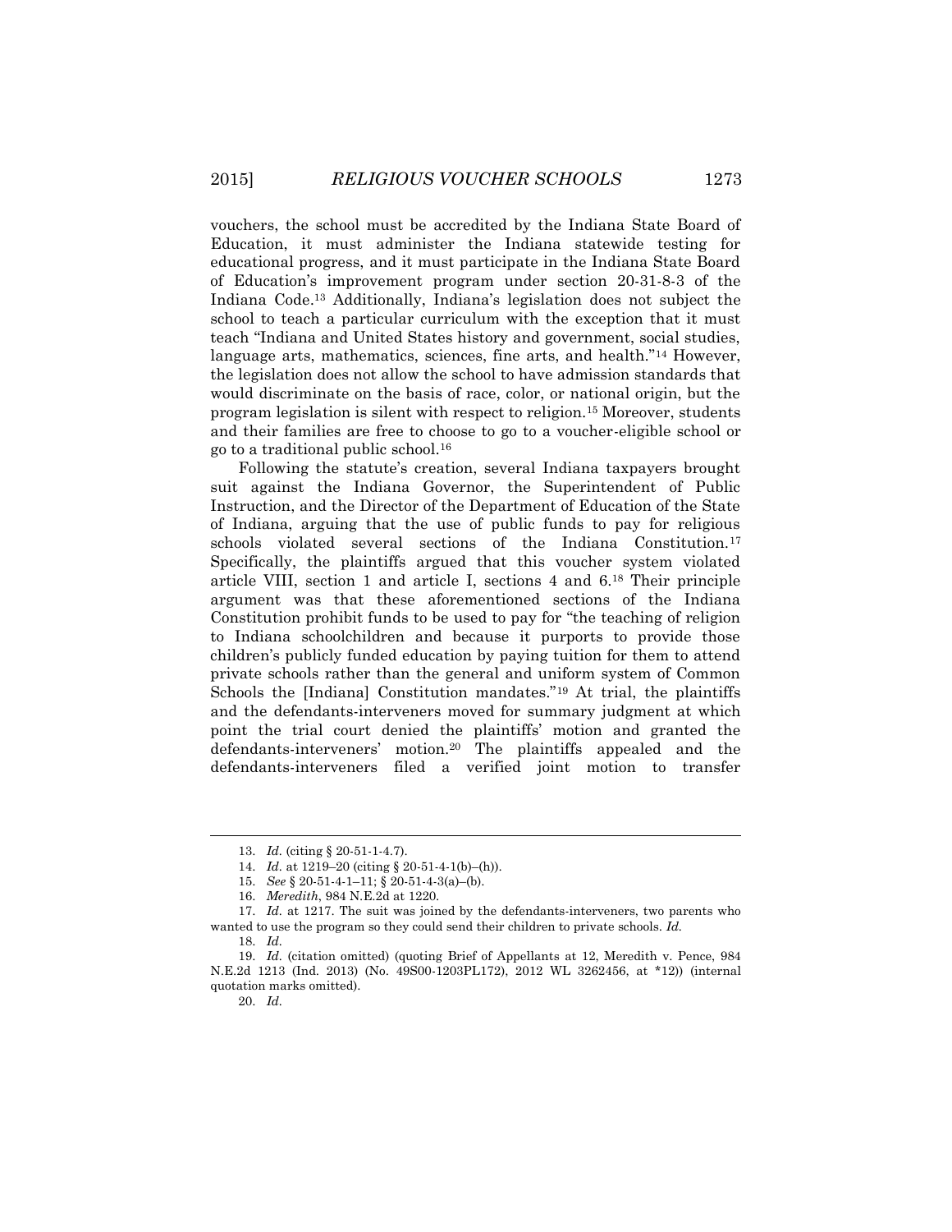vouchers, the school must be accredited by the Indiana State Board of Education, it must administer the Indiana statewide testing for educational progress, and it must participate in the Indiana State Board of Education's improvement program under section 20-31-8-3 of the Indiana Code.[13] Additionally, Indiana's legislation does not subject the school to teach a particular curriculum with the exception that it must teach "Indiana and United States history and government, social studies, language arts, mathematics, sciences, fine arts, and health."[14] However, the legislation does not allow the school to have admission standards that would discriminate on the basis of race, color, or national origin, but the program legislation is silent with respect to religion.[15] Moreover, students and their families are free to choose to go to a voucher-eligible school or go to a traditional public school.[16]

Following the statute's creation, several Indiana taxpayers brought suit against the Indiana Governor, the Superintendent of Public Instruction, and the Director of the Department of Education of the State of Indiana, arguing that the use of public funds to pay for religious schools violated several sections of the Indiana Constitution.[17] Specifically, the plaintiffs argued that this voucher system violated article VIII, section 1 and article I, sections 4 and 6.[18] Their principle argument was that these aforementioned sections of the Indiana Constitution prohibit funds to be used to pay for "the teaching of religion to Indiana schoolchildren and because it purports to provide those children's publicly funded education by paying tuition for them to attend private schools rather than the general and uniform system of Common Schools the [Indiana] Constitution mandates."[19] At trial, the plaintiffs and the defendants-interveners moved for summary judgment at which point the trial court denied the plaintiffs' motion and granted the defendants-interveners' motion.[20] The plaintiffs appealed and the defendants-interveners filed a verified joint motion to transfer

---

13. *Id.* (citing § 20-51-1-4.7).

14. *Id.* at 1219–20 (citing § 20-51-4-1(b)–(h)).

15. *See* § 20-51-4-1–11; § 20-51-4-3(a)–(b).

16. *Meredith*, 984 N.E.2d at 1220.

17. *Id.* at 1217. The suit was joined by the defendants-interveners, two parents who wanted to use the program so they could send their children to private schools. *Id.*

18. *Id.*

19. *Id.* (citation omitted) (quoting Brief of Appellants at 12, Meredith v. Pence, 984 N.E.2d 1213 (Ind. 2013) (No. 49S00-1203PL172), 2012 WL 3262456, at *12)) (internal quotation marks omitted).

20. *Id.*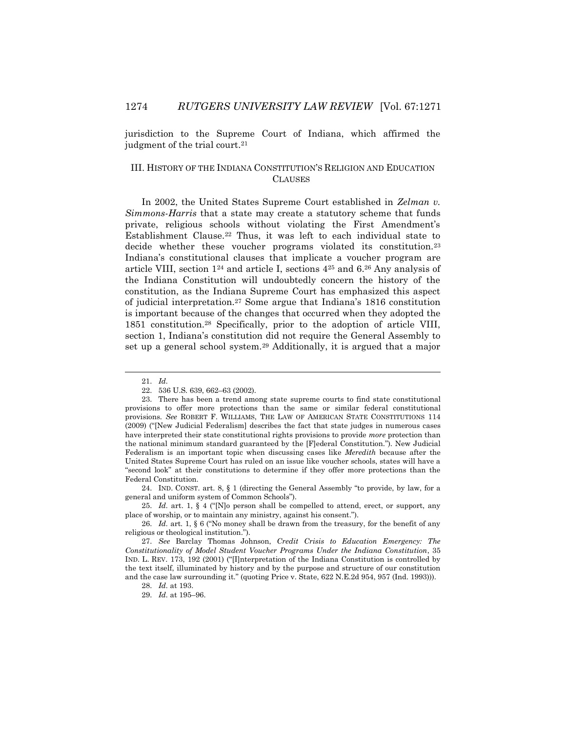jurisdiction to the Supreme Court of Indiana, which affirmed the judgment of the trial court.[21]

## III. HISTORY OF THE INDIANA CONSTITUTION'S RELIGION AND EDUCATION CLAUSES

In 2002, the United States Supreme Court established in *Zelman v. Simmons-Harris* that a state may create a statutory scheme that funds private, religious schools without violating the First Amendment's Establishment Clause.[22] Thus, it was left to each individual state to decide whether these voucher programs violated its constitution.[23] Indiana's constitutional clauses that implicate a voucher program are article VIII, section 1[24] and article I, sections 4[25] and 6.[26] Any analysis of the Indiana Constitution will undoubtedly concern the history of the constitution, as the Indiana Supreme Court has emphasized this aspect of judicial interpretation.[27] Some argue that Indiana's 1816 constitution is important because of the changes that occurred when they adopted the 1851 constitution.[28] Specifically, prior to the adoption of article VIII, section 1, Indiana's constitution did not require the General Assembly to set up a general school system.[29] Additionally, it is argued that a major

---

21. *Id.*

22. 536 U.S. 639, 662–63 (2002).

23. There has been a trend among state supreme courts to find state constitutional provisions to offer more protections than the same or similar federal constitutional provisions. *See* ROBERT F. WILLIAMS, THE LAW OF AMERICAN STATE CONSTITUTIONS 114 (2009) ("[New Judicial Federalism] describes the fact that state judges in numerous cases have interpreted their state constitutional rights provisions to provide *more* protection than the national minimum standard guaranteed by the [F]ederal Constitution."). New Judicial Federalism is an important topic when discussing cases like *Meredith* because after the United States Supreme Court has ruled on an issue like voucher schools, states will have a "second look" at their constitutions to determine if they offer more protections than the Federal Constitution.

24. IND. CONST. art. 8, § 1 (directing the General Assembly "to provide, by law, for a general and uniform system of Common Schools").

25. *Id.* art. 1, § 4 ("[N]o person shall be compelled to attend, erect, or support, any place of worship, or to maintain any ministry, against his consent.").

26. *Id.* art. 1, § 6 ("No money shall be drawn from the treasury, for the benefit of any religious or theological institution.").

27. *See* Barclay Thomas Johnson, *Credit Crisis to Education Emergency: The Constitutionality of Model Student Voucher Programs Under the Indiana Constitution*, 35 IND. L. REV. 173, 192 (2001) ("[I]nterpretation of the Indiana Constitution is controlled by the text itself, illuminated by history and by the purpose and structure of our constitution and the case law surrounding it." (quoting Price v. State, 622 N.E.2d 954, 957 (Ind. 1993))).

28. *Id.* at 193.

29. *Id.* at 195–96.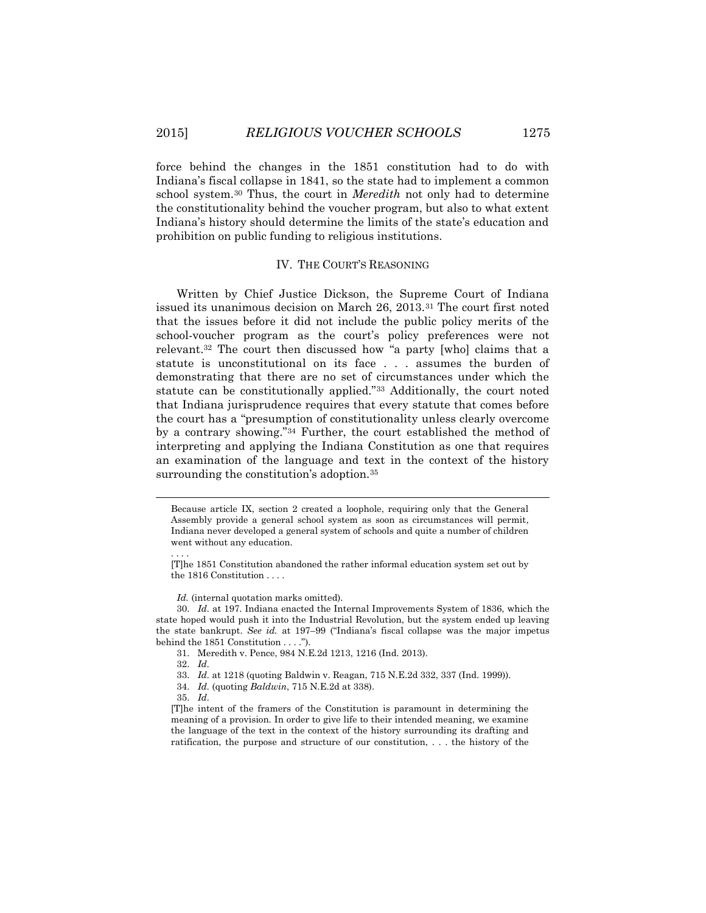force behind the changes in the 1851 constitution had to do with Indiana's fiscal collapse in 1841, so the state had to implement a common school system.[30] Thus, the court in *Meredith* not only had to determine the constitutionality behind the voucher program, but also to what extent Indiana's history should determine the limits of the state's education and prohibition on public funding to religious institutions.

## IV. THE COURT'S REASONING

Written by Chief Justice Dickson, the Supreme Court of Indiana issued its unanimous decision on March 26, 2013.[31] The court first noted that the issues before it did not include the public policy merits of the school-voucher program as the court's policy preferences were not relevant.[32] The court then discussed how "a party [who] claims that a statute is unconstitutional on its face . . . assumes the burden of demonstrating that there are no set of circumstances under which the statute can be constitutionally applied."[33] Additionally, the court noted that Indiana jurisprudence requires that every statute that comes before the court has a "presumption of constitutionality unless clearly overcome by a contrary showing."[34] Further, the court established the method of interpreting and applying the Indiana Constitution as one that requires an examination of the language and text in the context of the history surrounding the constitution's adoption.[35]

---

> Because article IX, section 2 created a loophole, requiring only that the General Assembly provide a general school system as soon as circumstances will permit, Indiana never developed a general system of schools and quite a number of children went without any education.
>
> . . . .
>
> [T]he 1851 Constitution abandoned the rather informal education system set out by the 1816 Constitution . . . .

*Id.* (internal quotation marks omitted).

30. *Id.* at 197. Indiana enacted the Internal Improvements System of 1836, which the state hoped would push it into the Industrial Revolution, but the system ended up leaving the state bankrupt. *See id.* at 197–99 ("Indiana's fiscal collapse was the major impetus behind the 1851 Constitution . . . .").

31. Meredith v. Pence, 984 N.E.2d 1213, 1216 (Ind. 2013).

32. *Id.*

33. *Id.* at 1218 (quoting Baldwin v. Reagan, 715 N.E.2d 332, 337 (Ind. 1999)).

34. *Id.* (quoting *Baldwin*, 715 N.E.2d at 338).

35. *Id.*

> [T]he intent of the framers of the Constitution is paramount in determining the meaning of a provision. In order to give life to their intended meaning, we examine the language of the text in the context of the history surrounding its drafting and ratification, the purpose and structure of our constitution, . . . the history of the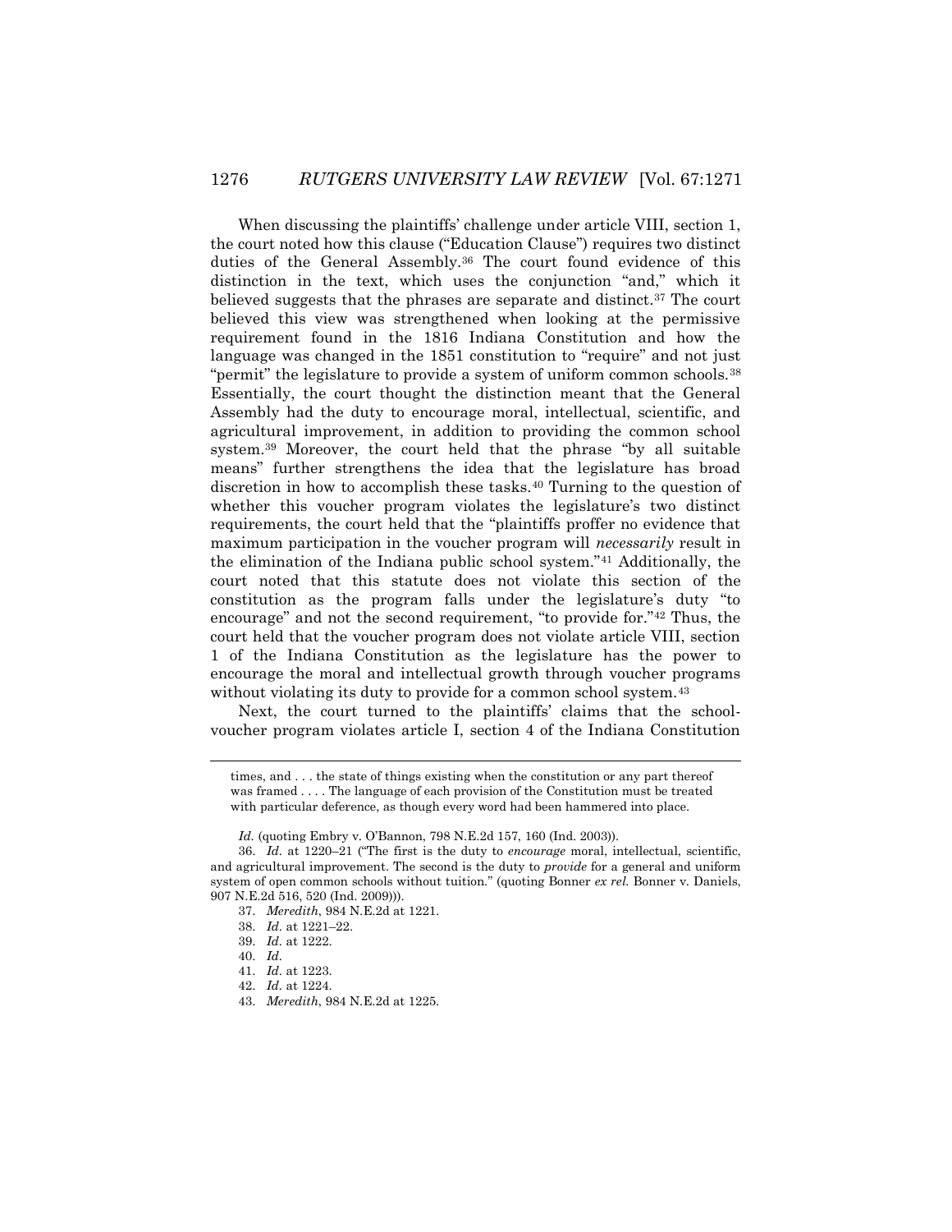When discussing the plaintiffs' challenge under article VIII, section 1, the court noted how this clause ("Education Clause") requires two distinct duties of the General Assembly.[36] The court found evidence of this distinction in the text, which uses the conjunction "and," which it believed suggests that the phrases are separate and distinct.[37] The court believed this view was strengthened when looking at the permissive requirement found in the 1816 Indiana Constitution and how the language was changed in the 1851 constitution to "require" and not just "permit" the legislature to provide a system of uniform common schools.[38] Essentially, the court thought the distinction meant that the General Assembly had the duty to encourage moral, intellectual, scientific, and agricultural improvement, in addition to providing the common school system.[39] Moreover, the court held that the phrase "by all suitable means" further strengthens the idea that the legislature has broad discretion in how to accomplish these tasks.[40] Turning to the question of whether this voucher program violates the legislature's two distinct requirements, the court held that the "plaintiffs proffer no evidence that maximum participation in the voucher program will *necessarily* result in the elimination of the Indiana public school system."[41] Additionally, the court noted that this statute does not violate this section of the constitution as the program falls under the legislature's duty "to encourage" and not the second requirement, "to provide for."[42] Thus, the court held that the voucher program does not violate article VIII, section 1 of the Indiana Constitution as the legislature has the power to encourage the moral and intellectual growth through voucher programs without violating its duty to provide for a common school system.[43]

Next, the court turned to the plaintiffs' claims that the school-voucher program violates article I, section 4 of the Indiana Constitution

---

times, and . . . the state of things existing when the constitution or any part thereof was framed . . . . The language of each provision of the Constitution must be treated with particular deference, as though every word had been hammered into place.

*Id.* (quoting Embry v. O'Bannon, 798 N.E.2d 157, 160 (Ind. 2003)).

36. *Id.* at 1220–21 ("The first is the duty to *encourage* moral, intellectual, scientific, and agricultural improvement. The second is the duty to *provide* for a general and uniform system of open common schools without tuition." (quoting Bonner *ex rel.* Bonner v. Daniels, 907 N.E.2d 516, 520 (Ind. 2009))).

37. *Meredith*, 984 N.E.2d at 1221.

38. *Id.* at 1221–22.

39. *Id.* at 1222.

40. *Id.*

41. *Id.* at 1223.

42. *Id.* at 1224.

43. *Meredith*, 984 N.E.2d at 1225.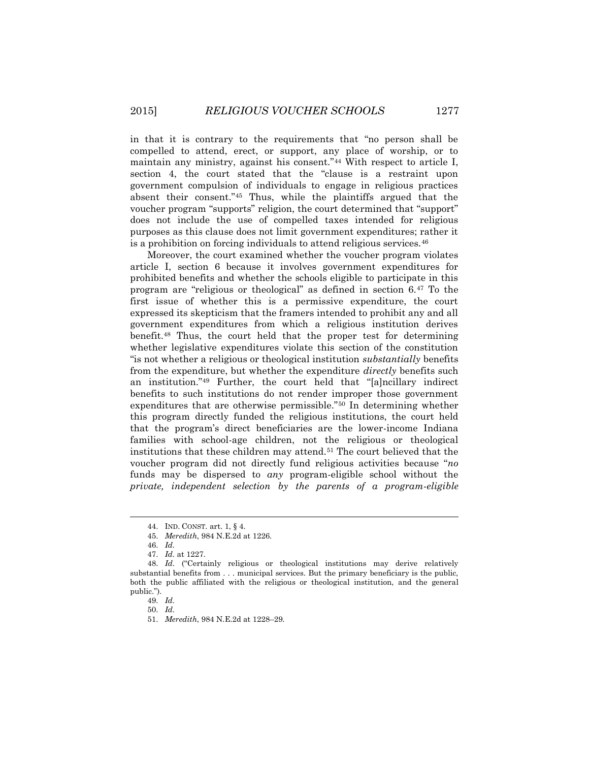in that it is contrary to the requirements that "no person shall be compelled to attend, erect, or support, any place of worship, or to maintain any ministry, against his consent."[44] With respect to article I, section 4, the court stated that the "clause is a restraint upon government compulsion of individuals to engage in religious practices absent their consent."[45] Thus, while the plaintiffs argued that the voucher program "supports" religion, the court determined that "support" does not include the use of compelled taxes intended for religious purposes as this clause does not limit government expenditures; rather it is a prohibition on forcing individuals to attend religious services.[46]

Moreover, the court examined whether the voucher program violates article I, section 6 because it involves government expenditures for prohibited benefits and whether the schools eligible to participate in this program are "religious or theological" as defined in section 6.[47] To the first issue of whether this is a permissive expenditure, the court expressed its skepticism that the framers intended to prohibit any and all government expenditures from which a religious institution derives benefit.[48] Thus, the court held that the proper test for determining whether legislative expenditures violate this section of the constitution "is not whether a religious or theological institution *substantially* benefits from the expenditure, but whether the expenditure *directly* benefits such an institution."[49] Further, the court held that "[a]ncillary indirect benefits to such institutions do not render improper those government expenditures that are otherwise permissible."[50] In determining whether this program directly funded the religious institutions, the court held that the program's direct beneficiaries are the lower-income Indiana families with school-age children, not the religious or theological institutions that these children may attend.[51] The court believed that the voucher program did not directly fund religious activities because "*no* funds may be dispersed to *any* program-eligible school without the *private, independent selection by the parents of a program-eligible*

---

44. IND. CONST. art. 1, § 4.

45. *Meredith*, 984 N.E.2d at 1226.

46. *Id.*

47. *Id.* at 1227.

48. *Id.* ("Certainly religious or theological institutions may derive relatively substantial benefits from . . . municipal services. But the primary beneficiary is the public, both the public affiliated with the religious or theological institution, and the general public.").

49. *Id.*

50. *Id.*

51. *Meredith*, 984 N.E.2d at 1228–29.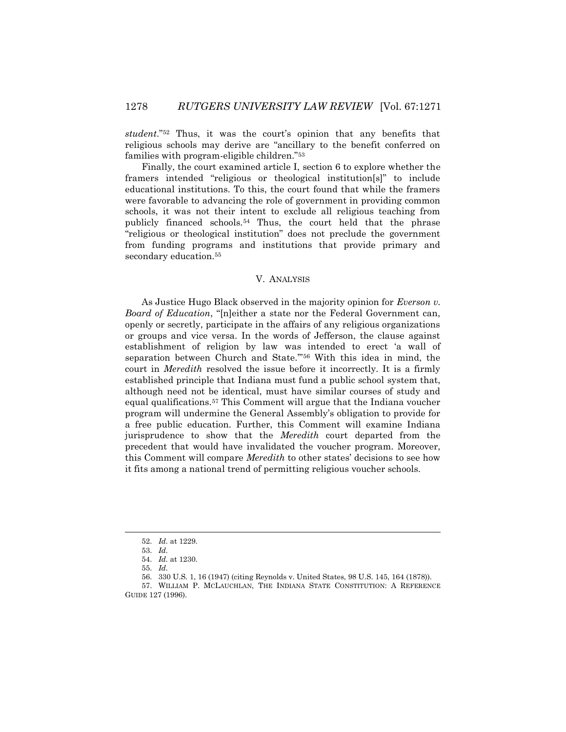*student*."[52] Thus, it was the court's opinion that any benefits that religious schools may derive are "ancillary to the benefit conferred on families with program-eligible children."[53]

Finally, the court examined article I, section 6 to explore whether the framers intended "religious or theological institution[s]" to include educational institutions. To this, the court found that while the framers were favorable to advancing the role of government in providing common schools, it was not their intent to exclude all religious teaching from publicly financed schools.[54] Thus, the court held that the phrase "religious or theological institution" does not preclude the government from funding programs and institutions that provide primary and secondary education.[55]

## V. ANALYSIS

As Justice Hugo Black observed in the majority opinion for *Everson v. Board of Education*, "[n]either a state nor the Federal Government can, openly or secretly, participate in the affairs of any religious organizations or groups and vice versa. In the words of Jefferson, the clause against establishment of religion by law was intended to erect 'a wall of separation between Church and State.'"[56] With this idea in mind, the court in *Meredith* resolved the issue before it incorrectly. It is a firmly established principle that Indiana must fund a public school system that, although need not be identical, must have similar courses of study and equal qualifications.[57] This Comment will argue that the Indiana voucher program will undermine the General Assembly's obligation to provide for a free public education. Further, this Comment will examine Indiana jurisprudence to show that the *Meredith* court departed from the precedent that would have invalidated the voucher program. Moreover, this Comment will compare *Meredith* to other states' decisions to see how it fits among a national trend of permitting religious voucher schools.

---

52. *Id.* at 1229.

53. *Id.*

54. *Id.* at 1230.

55. *Id.*

56. 330 U.S. 1, 16 (1947) (citing Reynolds v. United States, 98 U.S. 145, 164 (1878)).

57. WILLIAM P. MCLAUCHLAN, THE INDIANA STATE CONSTITUTION: A REFERENCE GUIDE 127 (1996).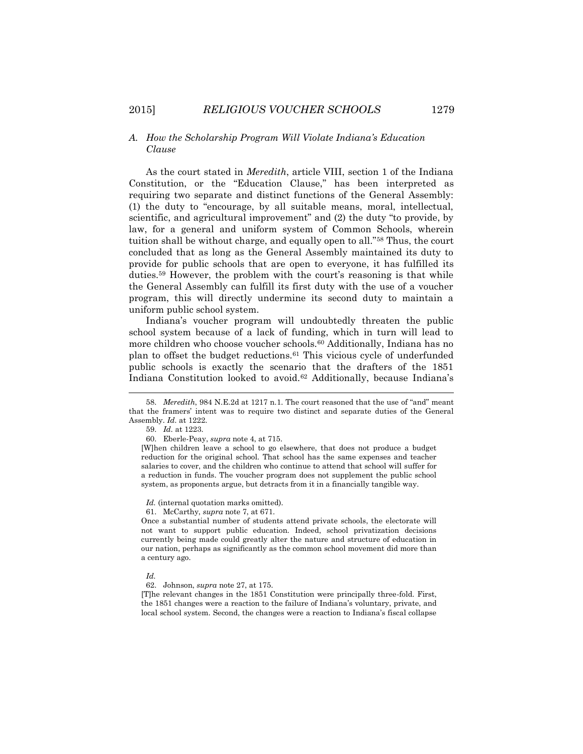### A. *How the Scholarship Program Will Violate Indiana's Education Clause*

As the court stated in *Meredith*, article VIII, section 1 of the Indiana Constitution, or the "Education Clause," has been interpreted as requiring two separate and distinct functions of the General Assembly: (1) the duty to "encourage, by all suitable means, moral, intellectual, scientific, and agricultural improvement" and (2) the duty "to provide, by law, for a general and uniform system of Common Schools, wherein tuition shall be without charge, and equally open to all."[58] Thus, the court concluded that as long as the General Assembly maintained its duty to provide for public schools that are open to everyone, it has fulfilled its duties.[59] However, the problem with the court's reasoning is that while the General Assembly can fulfill its first duty with the use of a voucher program, this will directly undermine its second duty to maintain a uniform public school system.

Indiana's voucher program will undoubtedly threaten the public school system because of a lack of funding, which in turn will lead to more children who choose voucher schools.[60] Additionally, Indiana has no plan to offset the budget reductions.[61] This vicious cycle of underfunded public schools is exactly the scenario that the drafters of the 1851 Indiana Constitution looked to avoid.[62] Additionally, because Indiana's

---

58. *Meredith*, 984 N.E.2d at 1217 n.1. The court reasoned that the use of "and" meant that the framers' intent was to require two distinct and separate duties of the General Assembly. *Id.* at 1222.

59. *Id.* at 1223.

60. Eberle-Peay, *supra* note 4, at 715.

> [W]hen children leave a school to go elsewhere, that does not produce a budget reduction for the original school. That school has the same expenses and teacher salaries to cover, and the children who continue to attend that school will suffer for a reduction in funds. The voucher program does not supplement the public school system, as proponents argue, but detracts from it in a financially tangible way.

*Id.* (internal quotation marks omitted).

61. McCarthy, *supra* note 7, at 671.

> Once a substantial number of students attend private schools, the electorate will not want to support public education. Indeed, school privatization decisions currently being made could greatly alter the nature and structure of education in our nation, perhaps as significantly as the common school movement did more than a century ago.

*Id.*

62. Johnson, *supra* note 27, at 175.

> [T]he relevant changes in the 1851 Constitution were principally three-fold. First, the 1851 changes were a reaction to the failure of Indiana's voluntary, private, and local school system. Second, the changes were a reaction to Indiana's fiscal collapse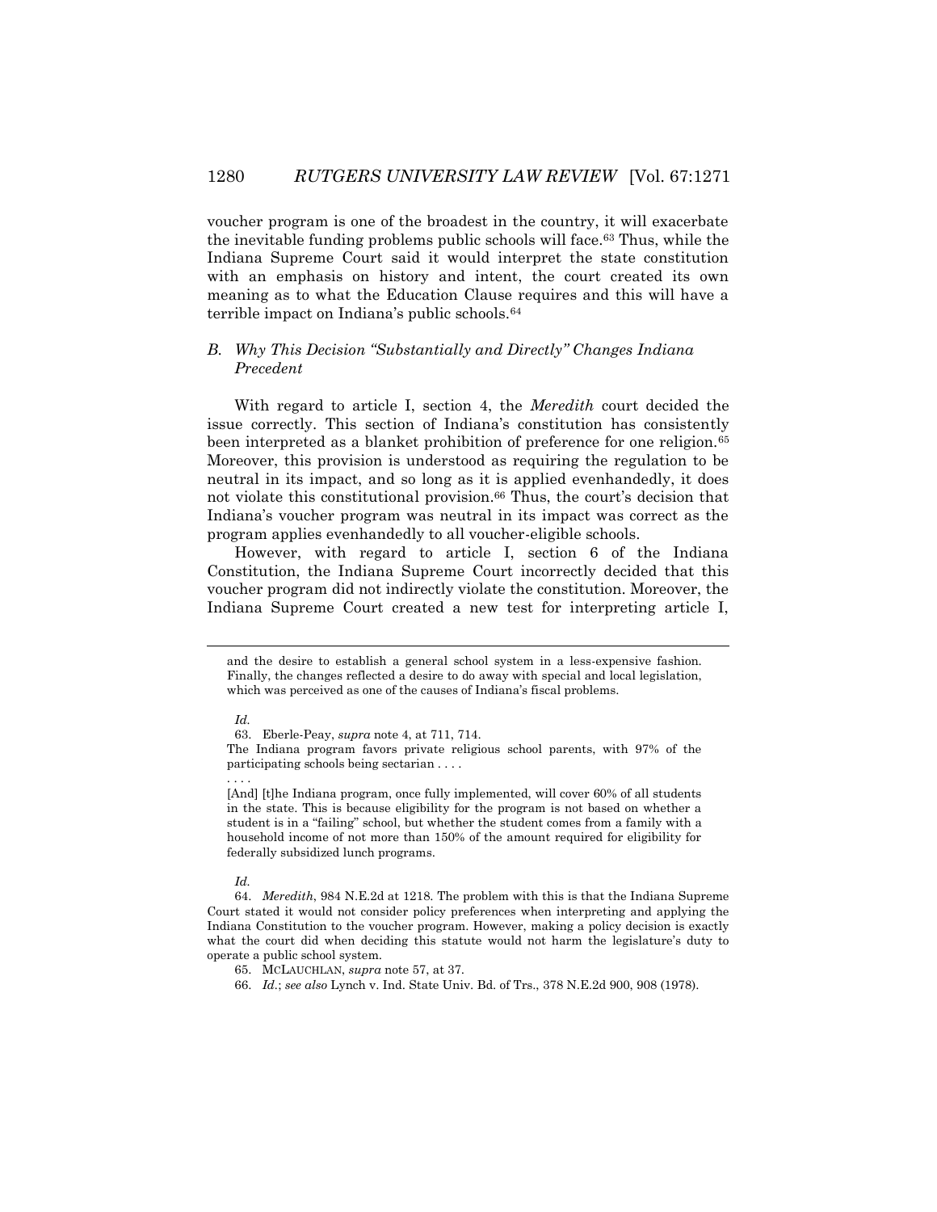voucher program is one of the broadest in the country, it will exacerbate the inevitable funding problems public schools will face.[63] Thus, while the Indiana Supreme Court said it would interpret the state constitution with an emphasis on history and intent, the court created its own meaning as to what the Education Clause requires and this will have a terrible impact on Indiana's public schools.[64]

### *B. Why This Decision "Substantially and Directly" Changes Indiana Precedent*

With regard to article I, section 4, the *Meredith* court decided the issue correctly. This section of Indiana's constitution has consistently been interpreted as a blanket prohibition of preference for one religion.[65] Moreover, this provision is understood as requiring the regulation to be neutral in its impact, and so long as it is applied evenhandedly, it does not violate this constitutional provision.[66] Thus, the court's decision that Indiana's voucher program was neutral in its impact was correct as the program applies evenhandedly to all voucher-eligible schools.

However, with regard to article I, section 6 of the Indiana Constitution, the Indiana Supreme Court incorrectly decided that this voucher program did not indirectly violate the constitution. Moreover, the Indiana Supreme Court created a new test for interpreting article I,

---

and the desire to establish a general school system in a less-expensive fashion. Finally, the changes reflected a desire to do away with special and local legislation, which was perceived as one of the causes of Indiana's fiscal problems.

*Id.*

63. Eberle-Peay, *supra* note 4, at 711, 714.

The Indiana program favors private religious school parents, with 97% of the participating schools being sectarian . . . .

. . . .

[And] [t]he Indiana program, once fully implemented, will cover 60% of all students in the state. This is because eligibility for the program is not based on whether a student is in a "failing" school, but whether the student comes from a family with a household income of not more than 150% of the amount required for eligibility for federally subsidized lunch programs.

*Id.*

64. *Meredith*, 984 N.E.2d at 1218. The problem with this is that the Indiana Supreme Court stated it would not consider policy preferences when interpreting and applying the Indiana Constitution to the voucher program. However, making a policy decision is exactly what the court did when deciding this statute would not harm the legislature's duty to operate a public school system.

65. MCLAUCHLAN, *supra* note 57, at 37.

66. *Id.*; *see also* Lynch v. Ind. State Univ. Bd. of Trs., 378 N.E.2d 900, 908 (1978).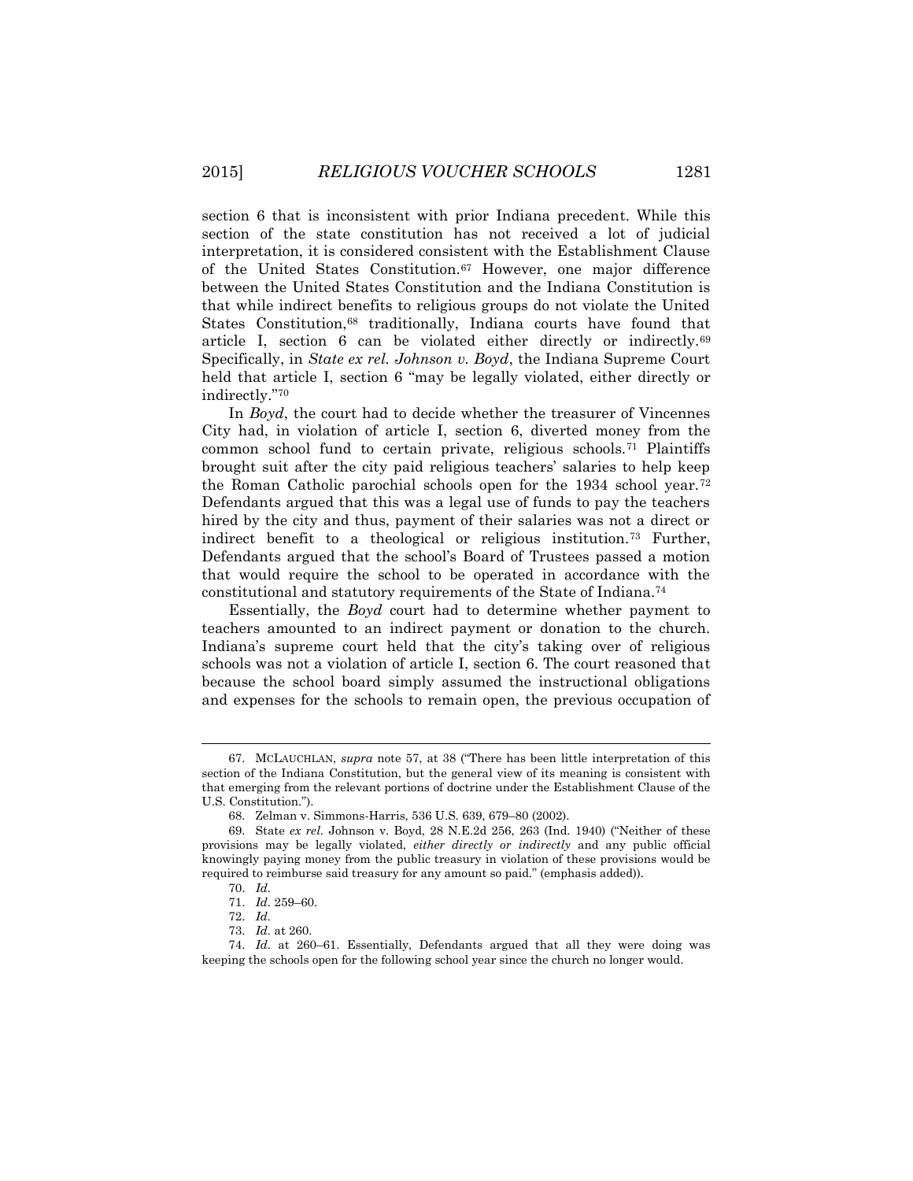section 6 that is inconsistent with prior Indiana precedent. While this section of the state constitution has not received a lot of judicial interpretation, it is considered consistent with the Establishment Clause of the United States Constitution.[67] However, one major difference between the United States Constitution and the Indiana Constitution is that while indirect benefits to religious groups do not violate the United States Constitution,[68] traditionally, Indiana courts have found that article I, section 6 can be violated either directly or indirectly.[69] Specifically, in *State ex rel. Johnson v. Boyd*, the Indiana Supreme Court held that article I, section 6 "may be legally violated, either directly or indirectly."[70]

In *Boyd*, the court had to decide whether the treasurer of Vincennes City had, in violation of article I, section 6, diverted money from the common school fund to certain private, religious schools.[71] Plaintiffs brought suit after the city paid religious teachers' salaries to help keep the Roman Catholic parochial schools open for the 1934 school year.[72] Defendants argued that this was a legal use of funds to pay the teachers hired by the city and thus, payment of their salaries was not a direct or indirect benefit to a theological or religious institution.[73] Further, Defendants argued that the school's Board of Trustees passed a motion that would require the school to be operated in accordance with the constitutional and statutory requirements of the State of Indiana.[74]

Essentially, the *Boyd* court had to determine whether payment to teachers amounted to an indirect payment or donation to the church. Indiana's supreme court held that the city's taking over of religious schools was not a violation of article I, section 6. The court reasoned that because the school board simply assumed the instructional obligations and expenses for the schools to remain open, the previous occupation of

---

67. MCLAUCHLAN, *supra* note 57, at 38 ("There has been little interpretation of this section of the Indiana Constitution, but the general view of its meaning is consistent with that emerging from the relevant portions of doctrine under the Establishment Clause of the U.S. Constitution.").

68. Zelman v. Simmons-Harris, 536 U.S. 639, 679–80 (2002).

69. State *ex rel.* Johnson v. Boyd, 28 N.E.2d 256, 263 (Ind. 1940) ("Neither of these provisions may be legally violated, *either directly or indirectly* and any public official knowingly paying money from the public treasury in violation of these provisions would be required to reimburse said treasury for any amount so paid." (emphasis added)).

70. *Id.*

71. *Id.* 259–60.

72. *Id.*

73. *Id.* at 260.

74. *Id.* at 260–61. Essentially, Defendants argued that all they were doing was keeping the schools open for the following school year since the church no longer would.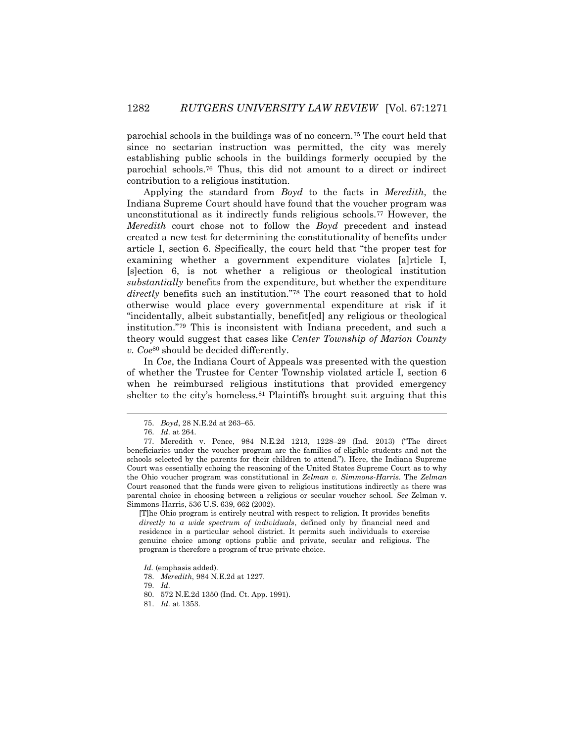parochial schools in the buildings was of no concern.[75] The court held that since no sectarian instruction was permitted, the city was merely establishing public schools in the buildings formerly occupied by the parochial schools.[76] Thus, this did not amount to a direct or indirect contribution to a religious institution.

Applying the standard from *Boyd* to the facts in *Meredith*, the Indiana Supreme Court should have found that the voucher program was unconstitutional as it indirectly funds religious schools.[77] However, the *Meredith* court chose not to follow the *Boyd* precedent and instead created a new test for determining the constitutionality of benefits under article I, section 6. Specifically, the court held that "the proper test for examining whether a government expenditure violates [a]rticle I, [s]ection 6, is not whether a religious or theological institution *substantially* benefits from the expenditure, but whether the expenditure *directly* benefits such an institution."[78] The court reasoned that to hold otherwise would place every governmental expenditure at risk if it "incidentally, albeit substantially, benefit[ed] any religious or theological institution."[79] This is inconsistent with Indiana precedent, and such a theory would suggest that cases like *Center Township of Marion County v. Coe*[80] should be decided differently.

In *Coe*, the Indiana Court of Appeals was presented with the question of whether the Trustee for Center Township violated article I, section 6 when he reimbursed religious institutions that provided emergency shelter to the city's homeless.[81] Plaintiffs brought suit arguing that this

---

75. *Boyd*, 28 N.E.2d at 263–65.

76. *Id.* at 264.

77. Meredith v. Pence, 984 N.E.2d 1213, 1228–29 (Ind. 2013) ("The direct beneficiaries under the voucher program are the families of eligible students and not the schools selected by the parents for their children to attend."). Here, the Indiana Supreme Court was essentially echoing the reasoning of the United States Supreme Court as to why the Ohio voucher program was constitutional in *Zelman v. Simmons-Harris*. The *Zelman* Court reasoned that the funds were given to religious institutions indirectly as there was parental choice in choosing between a religious or secular voucher school. *See* Zelman v. Simmons-Harris, 536 U.S. 639, 662 (2002).

> [T]he Ohio program is entirely neutral with respect to religion. It provides benefits *directly to a wide spectrum of individuals*, defined only by financial need and residence in a particular school district. It permits such individuals to exercise genuine choice among options public and private, secular and religious. The program is therefore a program of true private choice.

*Id.* (emphasis added).

78. *Meredith*, 984 N.E.2d at 1227.

79. *Id.*

80. 572 N.E.2d 1350 (Ind. Ct. App. 1991).

81. *Id.* at 1353.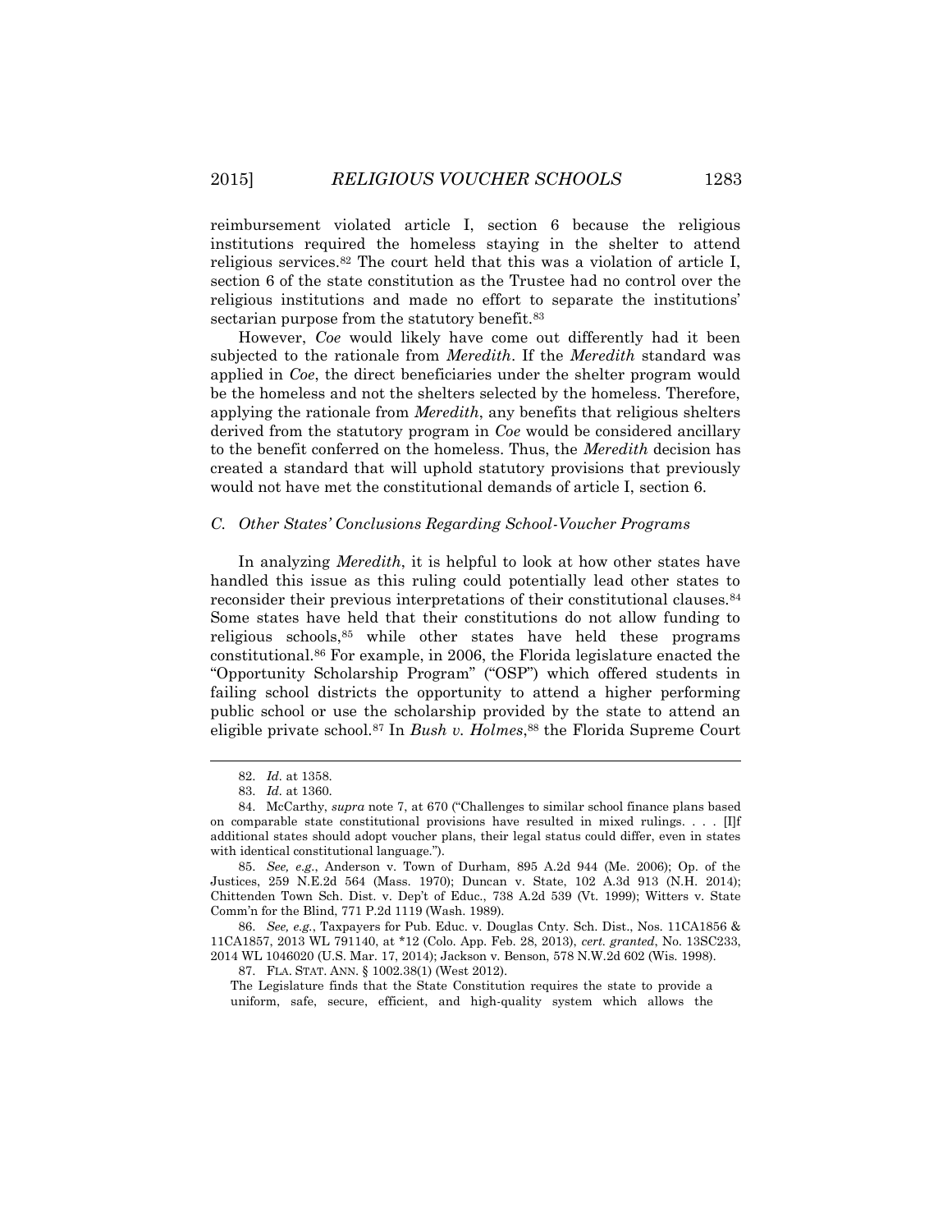reimbursement violated article I, section 6 because the religious institutions required the homeless staying in the shelter to attend religious services.[82] The court held that this was a violation of article I, section 6 of the state constitution as the Trustee had no control over the religious institutions and made no effort to separate the institutions' sectarian purpose from the statutory benefit.[83]

However, *Coe* would likely have come out differently had it been subjected to the rationale from *Meredith*. If the *Meredith* standard was applied in *Coe*, the direct beneficiaries under the shelter program would be the homeless and not the shelters selected by the homeless. Therefore, applying the rationale from *Meredith*, any benefits that religious shelters derived from the statutory program in *Coe* would be considered ancillary to the benefit conferred on the homeless. Thus, the *Meredith* decision has created a standard that will uphold statutory provisions that previously would not have met the constitutional demands of article I, section 6.

### C. Other States' Conclusions Regarding School-Voucher Programs

In analyzing *Meredith*, it is helpful to look at how other states have handled this issue as this ruling could potentially lead other states to reconsider their previous interpretations of their constitutional clauses.[84] Some states have held that their constitutions do not allow funding to religious schools,[85] while other states have held these programs constitutional.[86] For example, in 2006, the Florida legislature enacted the "Opportunity Scholarship Program" ("OSP") which offered students in failing school districts the opportunity to attend a higher performing public school or use the scholarship provided by the state to attend an eligible private school.[87] In *Bush v. Holmes*,[88] the Florida Supreme Court

---

82. *Id.* at 1358.

83. *Id.* at 1360.

84. McCarthy, *supra* note 7, at 670 ("Challenges to similar school finance plans based on comparable state constitutional provisions have resulted in mixed rulings. . . . [I]f additional states should adopt voucher plans, their legal status could differ, even in states with identical constitutional language.").

85. *See, e.g.*, Anderson v. Town of Durham, 895 A.2d 944 (Me. 2006); Op. of the Justices, 259 N.E.2d 564 (Mass. 1970); Duncan v. State, 102 A.3d 913 (N.H. 2014); Chittenden Town Sch. Dist. v. Dep't of Educ., 738 A.2d 539 (Vt. 1999); Witters v. State Comm'n for the Blind, 771 P.2d 1119 (Wash. 1989).

86. *See, e.g.*, Taxpayers for Pub. Educ. v. Douglas Cnty. Sch. Dist., Nos. 11CA1856 & 11CA1857, 2013 WL 791140, at *12 (Colo. App. Feb. 28, 2013), *cert. granted*, No. 13SC233, 2014 WL 1046020 (U.S. Mar. 17, 2014); Jackson v. Benson, 578 N.W.2d 602 (Wis. 1998).

87. FLA. STAT. ANN. § 1002.38(1) (West 2012).

> The Legislature finds that the State Constitution requires the state to provide a uniform, safe, secure, efficient, and high-quality system which allows the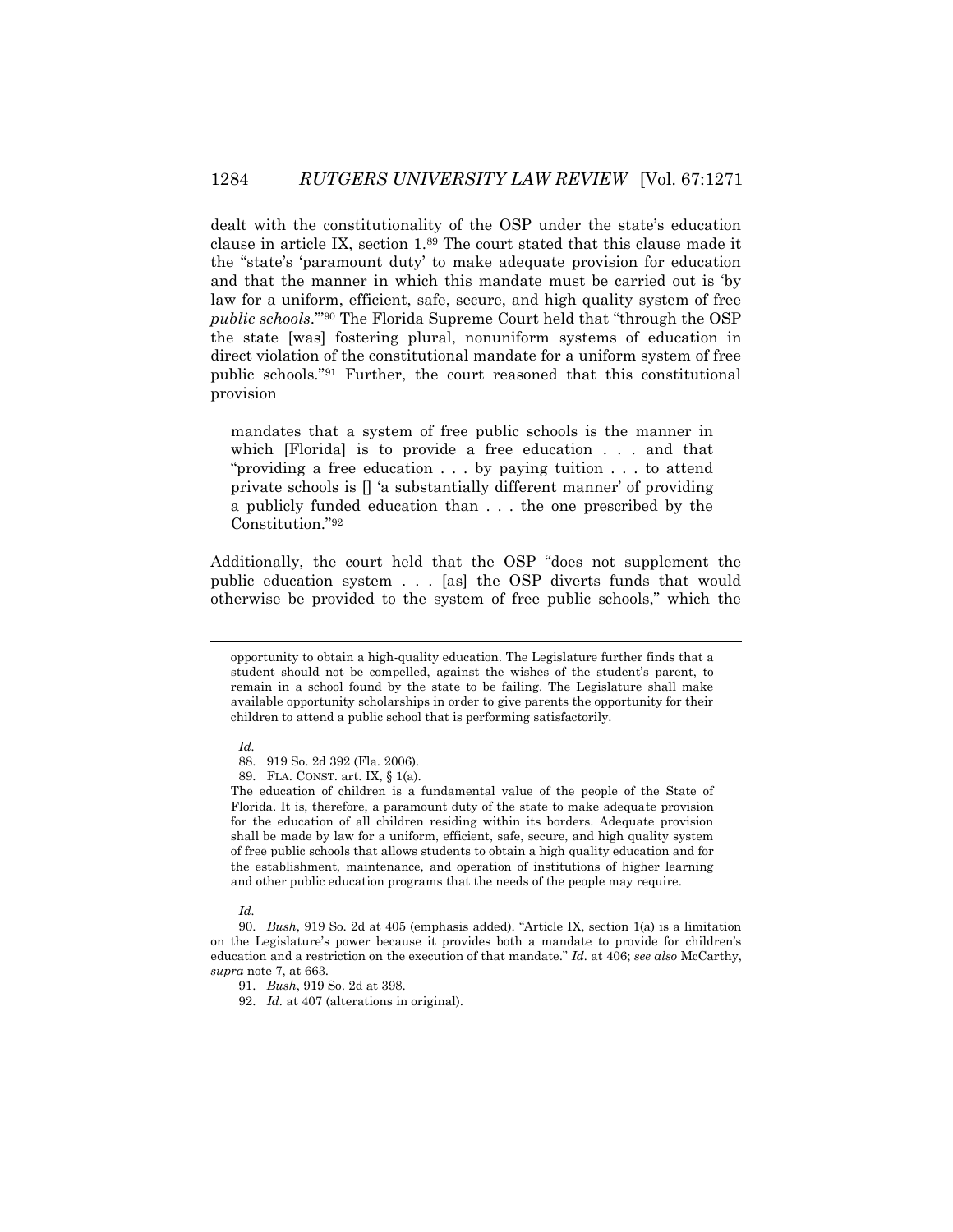dealt with the constitutionality of the OSP under the state's education clause in article IX, section 1.[89] The court stated that this clause made it the "state's 'paramount duty' to make adequate provision for education and that the manner in which this mandate must be carried out is 'by law for a uniform, efficient, safe, secure, and high quality system of free *public schools*.'"[90] The Florida Supreme Court held that "through the OSP the state [was] fostering plural, nonuniform systems of education in direct violation of the constitutional mandate for a uniform system of free public schools."[91] Further, the court reasoned that this constitutional provision

> mandates that a system of free public schools is the manner in which [Florida] is to provide a free education . . . and that "providing a free education . . . by paying tuition . . . to attend private schools is [] 'a substantially different manner' of providing a publicly funded education than . . . the one prescribed by the Constitution."[92]

Additionally, the court held that the OSP "does not supplement the public education system . . . [as] the OSP diverts funds that would otherwise be provided to the system of free public schools," which the

---

opportunity to obtain a high-quality education. The Legislature further finds that a student should not be compelled, against the wishes of the student's parent, to remain in a school found by the state to be failing. The Legislature shall make available opportunity scholarships in order to give parents the opportunity for their children to attend a public school that is performing satisfactorily.

*Id.*

88. 919 So. 2d 392 (Fla. 2006).

89. FLA. CONST. art. IX, § 1(a).

The education of children is a fundamental value of the people of the State of Florida. It is, therefore, a paramount duty of the state to make adequate provision for the education of all children residing within its borders. Adequate provision shall be made by law for a uniform, efficient, safe, secure, and high quality system of free public schools that allows students to obtain a high quality education and for the establishment, maintenance, and operation of institutions of higher learning and other public education programs that the needs of the people may require.

*Id.*

90. *Bush*, 919 So. 2d at 405 (emphasis added). "Article IX, section 1(a) is a limitation on the Legislature's power because it provides both a mandate to provide for children's education and a restriction on the execution of that mandate." *Id.* at 406; *see also* McCarthy, *supra* note 7, at 663.

91. *Bush*, 919 So. 2d at 398.

92. *Id.* at 407 (alterations in original).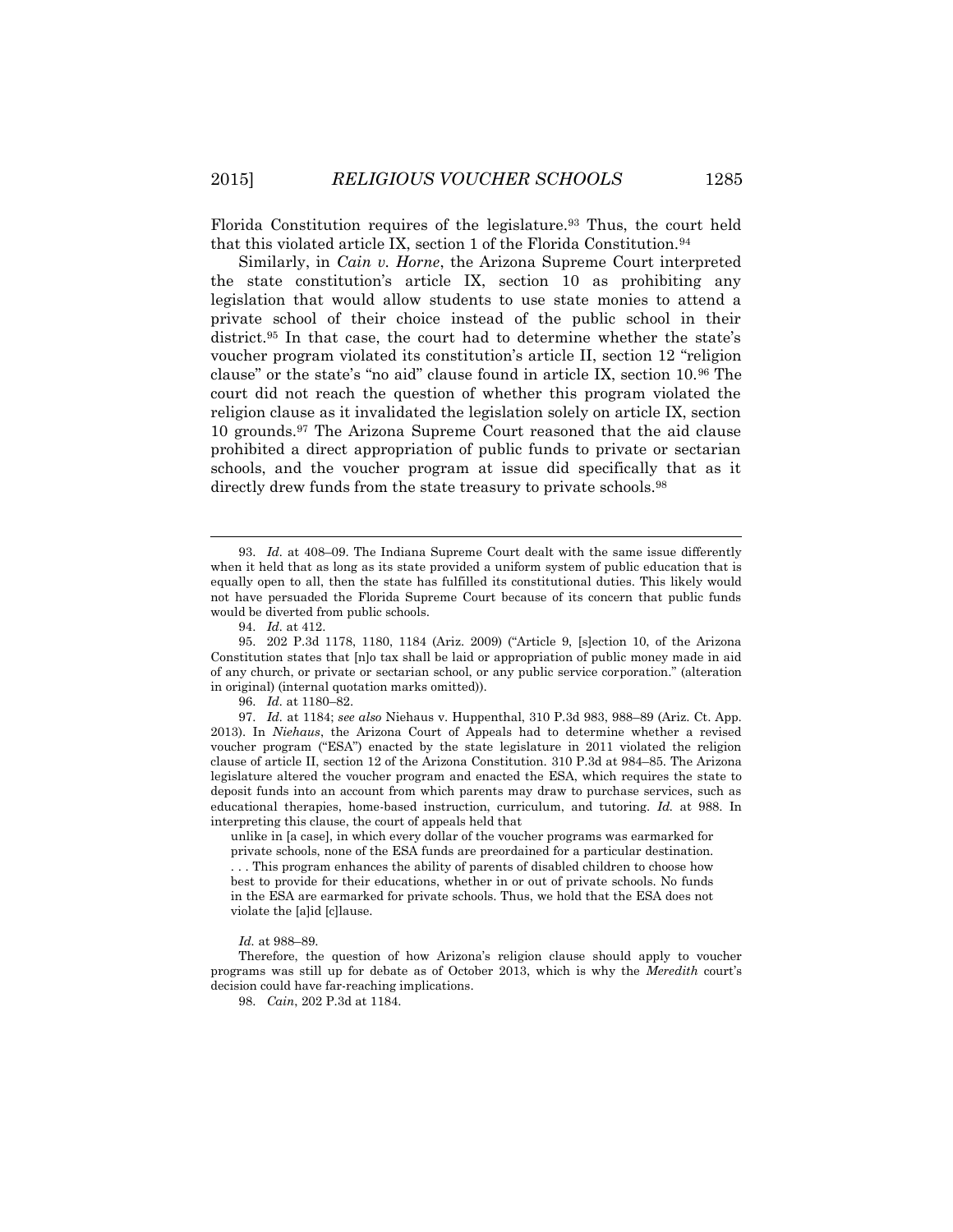Florida Constitution requires of the legislature.[93] Thus, the court held that this violated article IX, section 1 of the Florida Constitution.[94]

Similarly, in *Cain v. Horne*, the Arizona Supreme Court interpreted the state constitution's article IX, section 10 as prohibiting any legislation that would allow students to use state monies to attend a private school of their choice instead of the public school in their district.[95] In that case, the court had to determine whether the state's voucher program violated its constitution's article II, section 12 "religion clause" or the state's "no aid" clause found in article IX, section 10.[96] The court did not reach the question of whether this program violated the religion clause as it invalidated the legislation solely on article IX, section 10 grounds.[97] The Arizona Supreme Court reasoned that the aid clause prohibited a direct appropriation of public funds to private or sectarian schools, and the voucher program at issue did specifically that as it directly drew funds from the state treasury to private schools.[98]

---

93. *Id.* at 408–09. The Indiana Supreme Court dealt with the same issue differently when it held that as long as its state provided a uniform system of public education that is equally open to all, then the state has fulfilled its constitutional duties. This likely would not have persuaded the Florida Supreme Court because of its concern that public funds would be diverted from public schools.

94. *Id.* at 412.

95. 202 P.3d 1178, 1180, 1184 (Ariz. 2009) ("Article 9, [s]ection 10, of the Arizona Constitution states that [n]o tax shall be laid or appropriation of public money made in aid of any church, or private or sectarian school, or any public service corporation." (alteration in original) (internal quotation marks omitted)).

96. *Id.* at 1180–82.

97. *Id.* at 1184; *see also* Niehaus v. Huppenthal, 310 P.3d 983, 988–89 (Ariz. Ct. App. 2013). In *Niehaus*, the Arizona Court of Appeals had to determine whether a revised voucher program ("ESA") enacted by the state legislature in 2011 violated the religion clause of article II, section 12 of the Arizona Constitution. 310 P.3d at 984–85. The Arizona legislature altered the voucher program and enacted the ESA, which requires the state to deposit funds into an account from which parents may draw to purchase services, such as educational therapies, home-based instruction, curriculum, and tutoring. *Id.* at 988. In interpreting this clause, the court of appeals held that

> unlike in [a case], in which every dollar of the voucher programs was earmarked for private schools, none of the ESA funds are preordained for a particular destination. . . . This program enhances the ability of parents of disabled children to choose how best to provide for their educations, whether in or out of private schools. No funds in the ESA are earmarked for private schools. Thus, we hold that the ESA does not violate the [a]id [c]lause.

*Id.* at 988–89.

Therefore, the question of how Arizona's religion clause should apply to voucher programs was still up for debate as of October 2013, which is why the *Meredith* court's decision could have far-reaching implications.

98. *Cain*, 202 P.3d at 1184.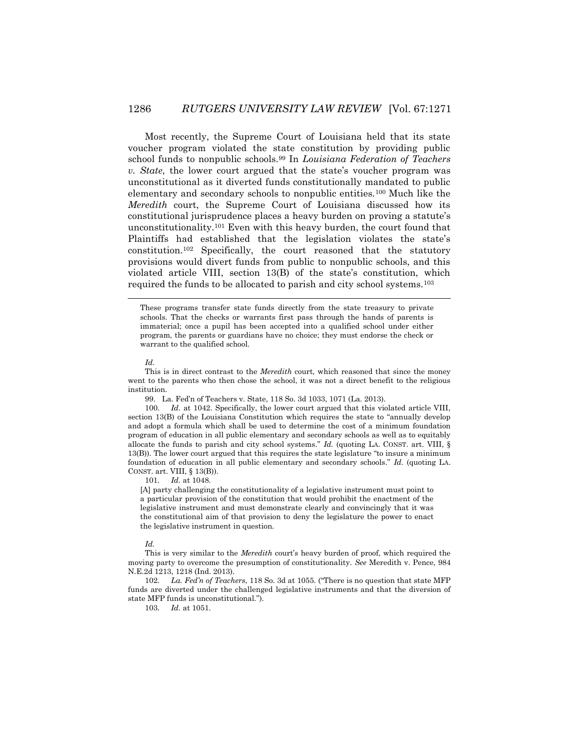Most recently, the Supreme Court of Louisiana held that its state voucher program violated the state constitution by providing public school funds to nonpublic schools.[99] In *Louisiana Federation of Teachers v. State*, the lower court argued that the state's voucher program was unconstitutional as it diverted funds constitutionally mandated to public elementary and secondary schools to nonpublic entities.[100] Much like the *Meredith* court, the Supreme Court of Louisiana discussed how its constitutional jurisprudence places a heavy burden on proving a statute's unconstitutionality.[101] Even with this heavy burden, the court found that Plaintiffs had established that the legislation violates the state's constitution.[102] Specifically, the court reasoned that the statutory provisions would divert funds from public to nonpublic schools, and this violated article VIII, section 13(B) of the state's constitution, which required the funds to be allocated to parish and city school systems.[103]

---

> These programs transfer state funds directly from the state treasury to private schools. That the checks or warrants first pass through the hands of parents is immaterial; once a pupil has been accepted into a qualified school under either program, the parents or guardians have no choice; they must endorse the check or warrant to the qualified school.

*Id.*

This is in direct contrast to the *Meredith* court, which reasoned that since the money went to the parents who then chose the school, it was not a direct benefit to the religious institution.

99. La. Fed'n of Teachers v. State, 118 So. 3d 1033, 1071 (La. 2013).

100. *Id.* at 1042. Specifically, the lower court argued that this violated article VIII, section 13(B) of the Louisiana Constitution which requires the state to "annually develop and adopt a formula which shall be used to determine the cost of a minimum foundation program of education in all public elementary and secondary schools as well as to equitably allocate the funds to parish and city school systems." *Id.* (quoting LA. CONST. art. VIII, § 13(B)). The lower court argued that this requires the state legislature "to insure a minimum foundation of education in all public elementary and secondary schools." *Id.* (quoting LA. CONST. art. VIII, § 13(B)).

101. *Id.* at 1048.

> [A] party challenging the constitutionality of a legislative instrument must point to a particular provision of the constitution that would prohibit the enactment of the legislative instrument and must demonstrate clearly and convincingly that it was the constitutional aim of that provision to deny the legislature the power to enact the legislative instrument in question.

*Id.*

This is very similar to the *Meredith* court's heavy burden of proof, which required the moving party to overcome the presumption of constitutionality. *See* Meredith v. Pence, 984 N.E.2d 1213, 1218 (Ind. 2013).

102. *La. Fed'n of Teachers*, 118 So. 3d at 1055. ("There is no question that state MFP funds are diverted under the challenged legislative instruments and that the diversion of state MFP funds is unconstitutional.").

103. *Id.* at 1051.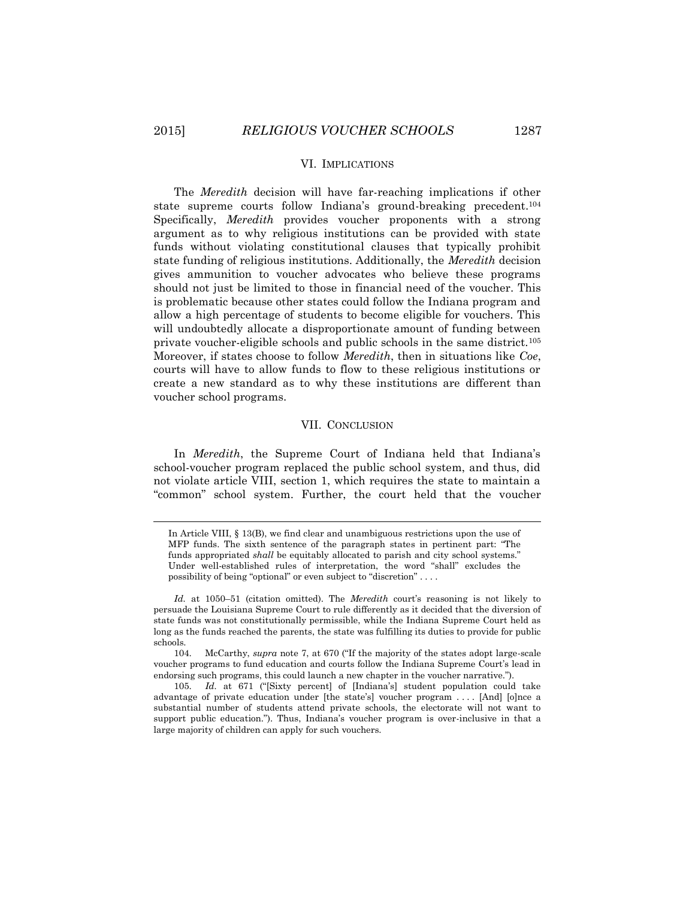## VI. IMPLICATIONS

The *Meredith* decision will have far-reaching implications if other state supreme courts follow Indiana's ground-breaking precedent.[104] Specifically, *Meredith* provides voucher proponents with a strong argument as to why religious institutions can be provided with state funds without violating constitutional clauses that typically prohibit state funding of religious institutions. Additionally, the *Meredith* decision gives ammunition to voucher advocates who believe these programs should not just be limited to those in financial need of the voucher. This is problematic because other states could follow the Indiana program and allow a high percentage of students to become eligible for vouchers. This will undoubtedly allocate a disproportionate amount of funding between private voucher-eligible schools and public schools in the same district.[105] Moreover, if states choose to follow *Meredith*, then in situations like *Coe*, courts will have to allow funds to flow to these religious institutions or create a new standard as to why these institutions are different than voucher school programs.

## VII. CONCLUSION

In *Meredith*, the Supreme Court of Indiana held that Indiana's school-voucher program replaced the public school system, and thus, did not violate article VIII, section 1, which requires the state to maintain a "common" school system. Further, the court held that the voucher

---

> In Article VIII, § 13(B), we find clear and unambiguous restrictions upon the use of MFP funds. The sixth sentence of the paragraph states in pertinent part: "The funds appropriated *shall* be equitably allocated to parish and city school systems." Under well-established rules of interpretation, the word "shall" excludes the possibility of being "optional" or even subject to "discretion" . . . .

*Id.* at 1050–51 (citation omitted). The *Meredith* court's reasoning is not likely to persuade the Louisiana Supreme Court to rule differently as it decided that the diversion of state funds was not constitutionally permissible, while the Indiana Supreme Court held as long as the funds reached the parents, the state was fulfilling its duties to provide for public schools.

104. McCarthy, *supra* note 7, at 670 ("If the majority of the states adopt large-scale voucher programs to fund education and courts follow the Indiana Supreme Court's lead in endorsing such programs, this could launch a new chapter in the voucher narrative.").

105. *Id.* at 671 ("[Sixty percent] of [Indiana's] student population could take advantage of private education under [the state's] voucher program . . . . [And] [o]nce a substantial number of students attend private schools, the electorate will not want to support public education."). Thus, Indiana's voucher program is over-inclusive in that a large majority of children can apply for such vouchers.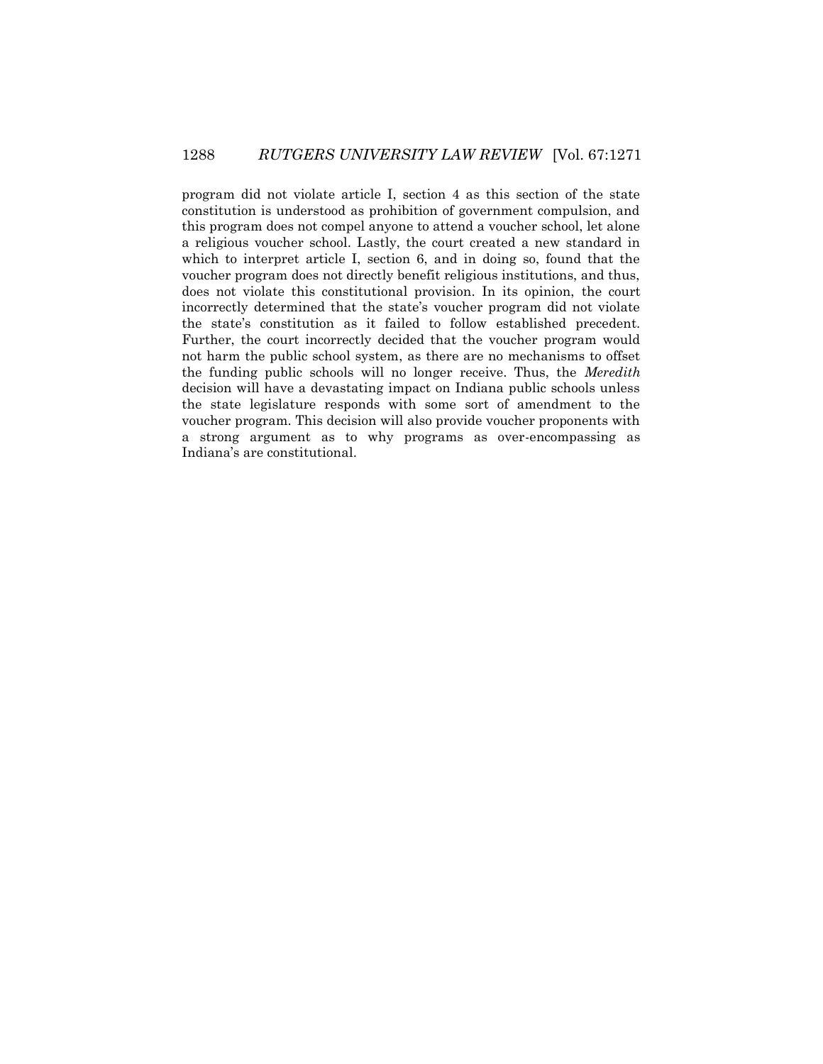program did not violate article I, section 4 as this section of the state constitution is understood as prohibition of government compulsion, and this program does not compel anyone to attend a voucher school, let alone a religious voucher school. Lastly, the court created a new standard in which to interpret article I, section 6, and in doing so, found that the voucher program does not directly benefit religious institutions, and thus, does not violate this constitutional provision. In its opinion, the court incorrectly determined that the state's voucher program did not violate the state's constitution as it failed to follow established precedent. Further, the court incorrectly decided that the voucher program would not harm the public school system, as there are no mechanisms to offset the funding public schools will no longer receive. Thus, the *Meredith* decision will have a devastating impact on Indiana public schools unless the state legislature responds with some sort of amendment to the voucher program. This decision will also provide voucher proponents with a strong argument as to why programs as over-encompassing as Indiana's are constitutional.